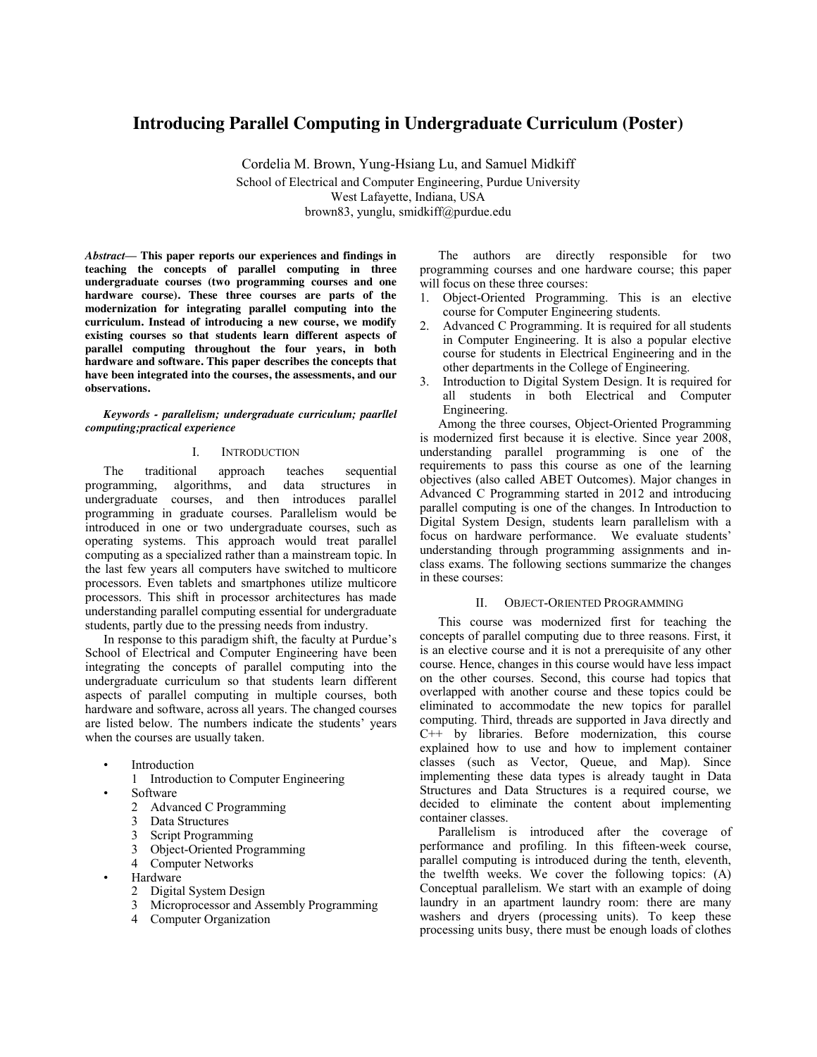# Introducing Parallel Computing in Undergraduate Curriculum (Poster)

Cordelia M. Brown, Yung-Hsiang Lu, and Samuel Midkiff

School of Electrical and Computer Engineering, Purdue University
West Lafayette, Indiana, USA
brown83, yunglu, smidkiff@purdue.edu

***Abstract*— This paper reports our experiences and findings in teaching the concepts of parallel computing in three undergraduate courses (two programming courses and one hardware course). These three courses are parts of the modernization for integrating parallel computing into the curriculum. Instead of introducing a new course, we modify existing courses so that students learn different aspects of parallel computing throughout the four years, in both hardware and software. This paper describes the concepts that have been integrated into the courses, the assessments, and our observations.**

***Keywords - parallelism; undergraduate curriculum; paarllel computing;practical experience***

## I. Introduction

The traditional approach teaches sequential programming, algorithms, and data structures in undergraduate courses, and then introduces parallel programming in graduate courses. Parallelism would be introduced in one or two undergraduate courses, such as operating systems. This approach would treat parallel computing as a specialized rather than a mainstream topic. In the last few years all computers have switched to multicore processors. Even tablets and smartphones utilize multicore processors. This shift in processor architectures has made understanding parallel computing essential for undergraduate students, partly due to the pressing needs from industry.

In response to this paradigm shift, the faculty at Purdue's School of Electrical and Computer Engineering have been integrating the concepts of parallel computing into the undergraduate curriculum so that students learn different aspects of parallel computing in multiple courses, both hardware and software, across all years. The changed courses are listed below. The numbers indicate the students' years when the courses are usually taken.

- Introduction
  - 1 Introduction to Computer Engineering
- Software
  - 2 Advanced C Programming
  - 3 Data Structures
  - 3 Script Programming
  - 3 Object-Oriented Programming
  - 4 Computer Networks
- Hardware
  - 2 Digital System Design
  - 3 Microprocessor and Assembly Programming
  - 4 Computer Organization

The authors are directly responsible for two programming courses and one hardware course; this paper will focus on these three courses:

1. Object-Oriented Programming. This is an elective course for Computer Engineering students.
2. Advanced C Programming. It is required for all students in Computer Engineering. It is also a popular elective course for students in Electrical Engineering and in the other departments in the College of Engineering.
3. Introduction to Digital System Design. It is required for all students in both Electrical and Computer Engineering.

Among the three courses, Object-Oriented Programming is modernized first because it is elective. Since year 2008, understanding parallel programming is one of the requirements to pass this course as one of the learning objectives (also called ABET Outcomes). Major changes in Advanced C Programming started in 2012 and introducing parallel computing is one of the changes. In Introduction to Digital System Design, students learn parallelism with a focus on hardware performance. We evaluate students' understanding through programming assignments and in-class exams. The following sections summarize the changes in these courses:

## II. Object-Oriented Programming

This course was modernized first for teaching the concepts of parallel computing due to three reasons. First, it is an elective course and it is not a prerequisite of any other course. Hence, changes in this course would have less impact on the other courses. Second, this course had topics that overlapped with another course and these topics could be eliminated to accommodate the new topics for parallel computing. Third, threads are supported in Java directly and C++ by libraries. Before modernization, this course explained how to use and how to implement container classes (such as Vector, Queue, and Map). Since implementing these data types is already taught in Data Structures and Data Structures is a required course, we decided to eliminate the content about implementing container classes.

Parallelism is introduced after the coverage of performance and profiling. In this fifteen-week course, parallel computing is introduced during the tenth, eleventh, the twelfth weeks. We cover the following topics: (A) Conceptual parallelism. We start with an example of doing laundry in an apartment laundry room: there are many washers and dryers (processing units). To keep these processing units busy, there must be enough loads of clothes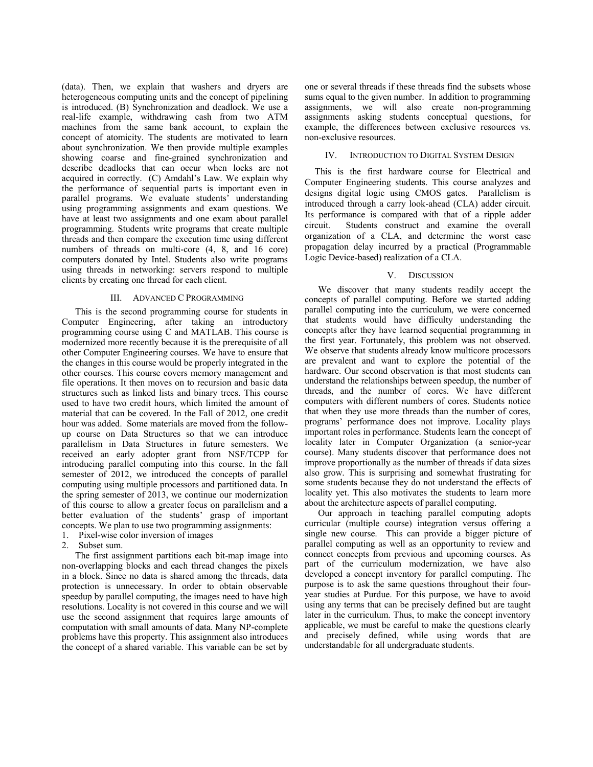(data). Then, we explain that washers and dryers are heterogeneous computing units and the concept of pipelining is introduced. (B) Synchronization and deadlock. We use a real-life example, withdrawing cash from two ATM machines from the same bank account, to explain the concept of atomicity. The students are motivated to learn about synchronization. We then provide multiple examples showing coarse and fine-grained synchronization and describe deadlocks that can occur when locks are not acquired in correctly. (C) Amdahl's Law. We explain why the performance of sequential parts is important even in parallel programs. We evaluate students' understanding using programming assignments and exam questions. We have at least two assignments and one exam about parallel programming. Students write programs that create multiple threads and then compare the execution time using different numbers of threads on multi-core (4, 8, and 16 core) computers donated by Intel. Students also write programs using threads in networking: servers respond to multiple clients by creating one thread for each client.

## III. Advanced C Programming

This is the second programming course for students in Computer Engineering, after taking an introductory programming course using C and MATLAB. This course is modernized more recently because it is the prerequisite of all other Computer Engineering courses. We have to ensure that the changes in this course would be properly integrated in the other courses. This course covers memory management and file operations. It then moves on to recursion and basic data structures such as linked lists and binary trees. This course used to have two credit hours, which limited the amount of material that can be covered. In the Fall of 2012, one credit hour was added. Some materials are moved from the follow-up course on Data Structures so that we can introduce parallelism in Data Structures in future semesters. We received an early adopter grant from NSF/TCPP for introducing parallel computing into this course. In the fall semester of 2012, we introduced the concepts of parallel computing using multiple processors and partitioned data. In the spring semester of 2013, we continue our modernization of this course to allow a greater focus on parallelism and a better evaluation of the students' grasp of important concepts. We plan to use two programming assignments:

1. Pixel-wise color inversion of images
2. Subset sum.

The first assignment partitions each bit-map image into non-overlapping blocks and each thread changes the pixels in a block. Since no data is shared among the threads, data protection is unnecessary. In order to obtain observable speedup by parallel computing, the images need to have high resolutions. Locality is not covered in this course and we will use the second assignment that requires large amounts of computation with small amounts of data. Many NP-complete problems have this property. This assignment also introduces the concept of a shared variable. This variable can be set by one or several threads if these threads find the subsets whose sums equal to the given number. In addition to programming assignments, we will also create non-programming assignments asking students conceptual questions, for example, the differences between exclusive resources vs. non-exclusive resources.

## IV. Introduction to Digital System Design

This is the first hardware course for Electrical and Computer Engineering students. This course analyzes and designs digital logic using CMOS gates. Parallelism is introduced through a carry look-ahead (CLA) adder circuit. Its performance is compared with that of a ripple adder circuit. Students construct and examine the overall organization of a CLA, and determine the worst case propagation delay incurred by a practical (Programmable Logic Device-based) realization of a CLA.

## V. Discussion

We discover that many students readily accept the concepts of parallel computing. Before we started adding parallel computing into the curriculum, we were concerned that students would have difficulty understanding the concepts after they have learned sequential programming in the first year. Fortunately, this problem was not observed. We observe that students already know multicore processors are prevalent and want to explore the potential of the hardware. Our second observation is that most students can understand the relationships between speedup, the number of threads, and the number of cores. We have different computers with different numbers of cores. Students notice that when they use more threads than the number of cores, programs' performance does not improve. Locality plays important roles in performance. Students learn the concept of locality later in Computer Organization (a senior-year course). Many students discover that performance does not improve proportionally as the number of threads if data sizes also grow. This is surprising and somewhat frustrating for some students because they do not understand the effects of locality yet. This also motivates the students to learn more about the architecture aspects of parallel computing.

Our approach in teaching parallel computing adopts curricular (multiple course) integration versus offering a single new course. This can provide a bigger picture of parallel computing as well as an opportunity to review and connect concepts from previous and upcoming courses. As part of the curriculum modernization, we have also developed a concept inventory for parallel computing. The purpose is to ask the same questions throughout their four-year studies at Purdue. For this purpose, we have to avoid using any terms that can be precisely defined but are taught later in the curriculum. Thus, to make the concept inventory applicable, we must be careful to make the questions clearly and precisely defined, while using words that are understandable for all undergraduate students.